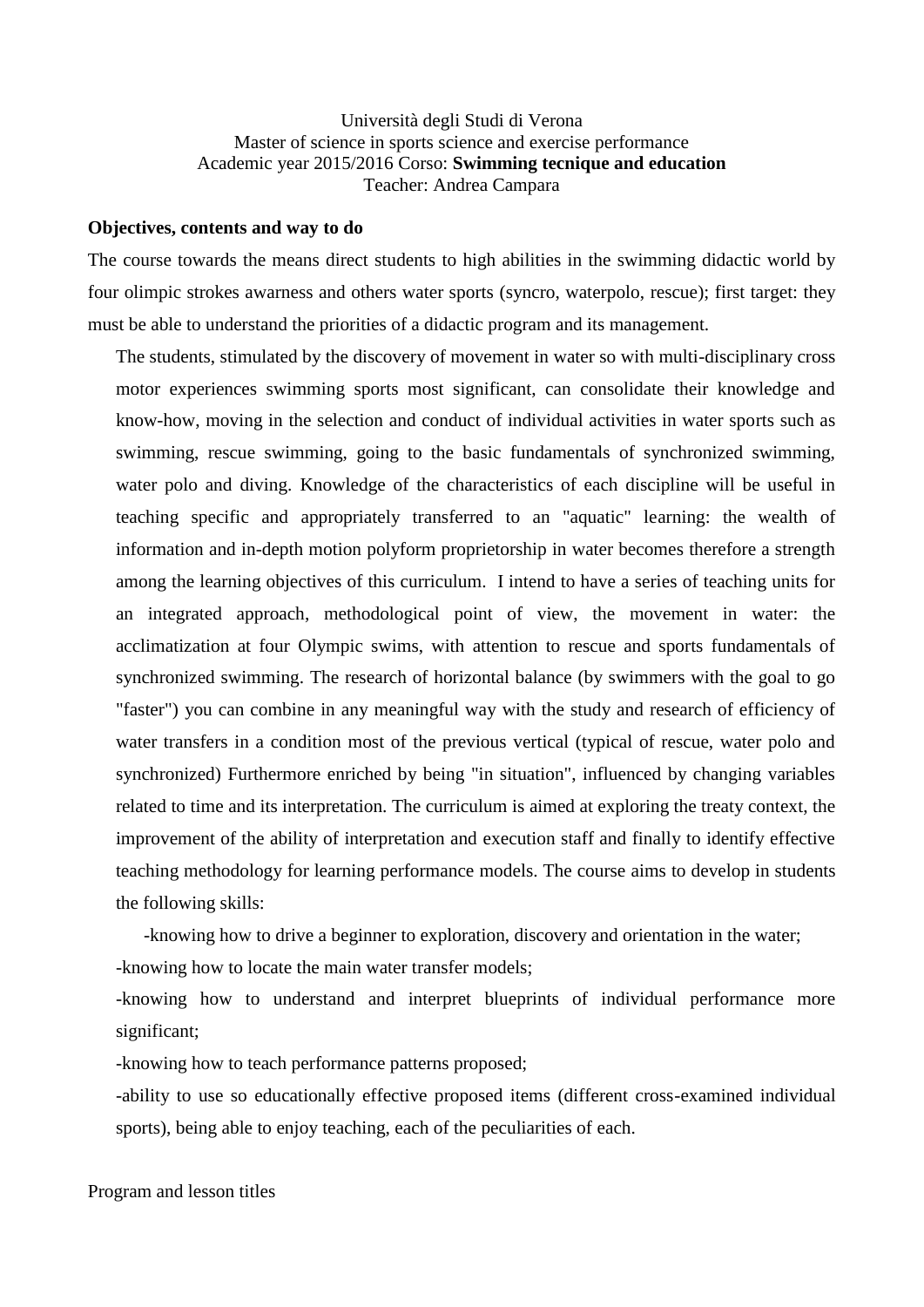Università degli Studi di Verona
Master of science in sports science and exercise performance
Academic year 2015/2016 Corso: **Swimming tecnique and education**
Teacher: Andrea Campara

**Objectives, contents and way to do**

The course towards the means direct students to high abilities in the swimming didactic world by four olimpic strokes awarness and others water sports (syncro, waterpolo, rescue); first target: they must be able to understand the priorities of a didactic program and its management.

The students, stimulated by the discovery of movement in water so with multi-disciplinary cross motor experiences swimming sports most significant, can consolidate their knowledge and know-how, moving in the selection and conduct of individual activities in water sports such as swimming, rescue swimming, going to the basic fundamentals of synchronized swimming, water polo and diving. Knowledge of the characteristics of each discipline will be useful in teaching specific and appropriately transferred to an "aquatic" learning: the wealth of information and in-depth motion polyform proprietorship in water becomes therefore a strength among the learning objectives of this curriculum. I intend to have a series of teaching units for an integrated approach, methodological point of view, the movement in water: the acclimatization at four Olympic swims, with attention to rescue and sports fundamentals of synchronized swimming. The research of horizontal balance (by swimmers with the goal to go "faster") you can combine in any meaningful way with the study and research of efficiency of water transfers in a condition most of the previous vertical (typical of rescue, water polo and synchronized) Furthermore enriched by being "in situation", influenced by changing variables related to time and its interpretation. The curriculum is aimed at exploring the treaty context, the improvement of the ability of interpretation and execution staff and finally to identify effective teaching methodology for learning performance models. The course aims to develop in students the following skills:

-knowing how to drive a beginner to exploration, discovery and orientation in the water;

-knowing how to locate the main water transfer models;

-knowing how to understand and interpret blueprints of individual performance more significant;

-knowing how to teach performance patterns proposed;

-ability to use so educationally effective proposed items (different cross-examined individual sports), being able to enjoy teaching, each of the peculiarities of each.

Program and lesson titles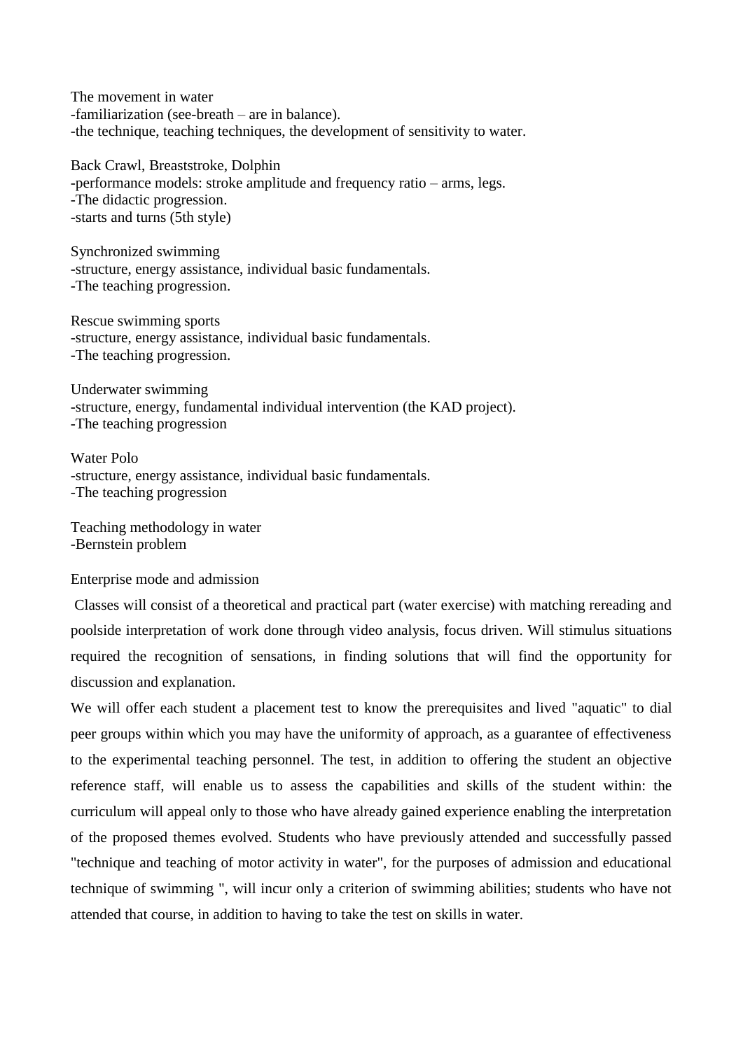The movement in water

-familiarization (see-breath – are in balance).

-the technique, teaching techniques, the development of sensitivity to water.

Back Crawl, Breaststroke, Dolphin

-performance models: stroke amplitude and frequency ratio – arms, legs.

-The didactic progression.

-starts and turns (5th style)

Synchronized swimming

-structure, energy assistance, individual basic fundamentals.

-The teaching progression.

Rescue swimming sports

-structure, energy assistance, individual basic fundamentals.

-The teaching progression.

Underwater swimming

-structure, energy, fundamental individual intervention (the KAD project).

-The teaching progression

Water Polo

-structure, energy assistance, individual basic fundamentals.

-The teaching progression

Teaching methodology in water

-Bernstein problem

Enterprise mode and admission

Classes will consist of a theoretical and practical part (water exercise) with matching rereading and poolside interpretation of work done through video analysis, focus driven. Will stimulus situations required the recognition of sensations, in finding solutions that will find the opportunity for discussion and explanation.

We will offer each student a placement test to know the prerequisites and lived "aquatic" to dial peer groups within which you may have the uniformity of approach, as a guarantee of effectiveness to the experimental teaching personnel. The test, in addition to offering the student an objective reference staff, will enable us to assess the capabilities and skills of the student within: the curriculum will appeal only to those who have already gained experience enabling the interpretation of the proposed themes evolved. Students who have previously attended and successfully passed "technique and teaching of motor activity in water", for the purposes of admission and educational technique of swimming ", will incur only a criterion of swimming abilities; students who have not attended that course, in addition to having to take the test on skills in water.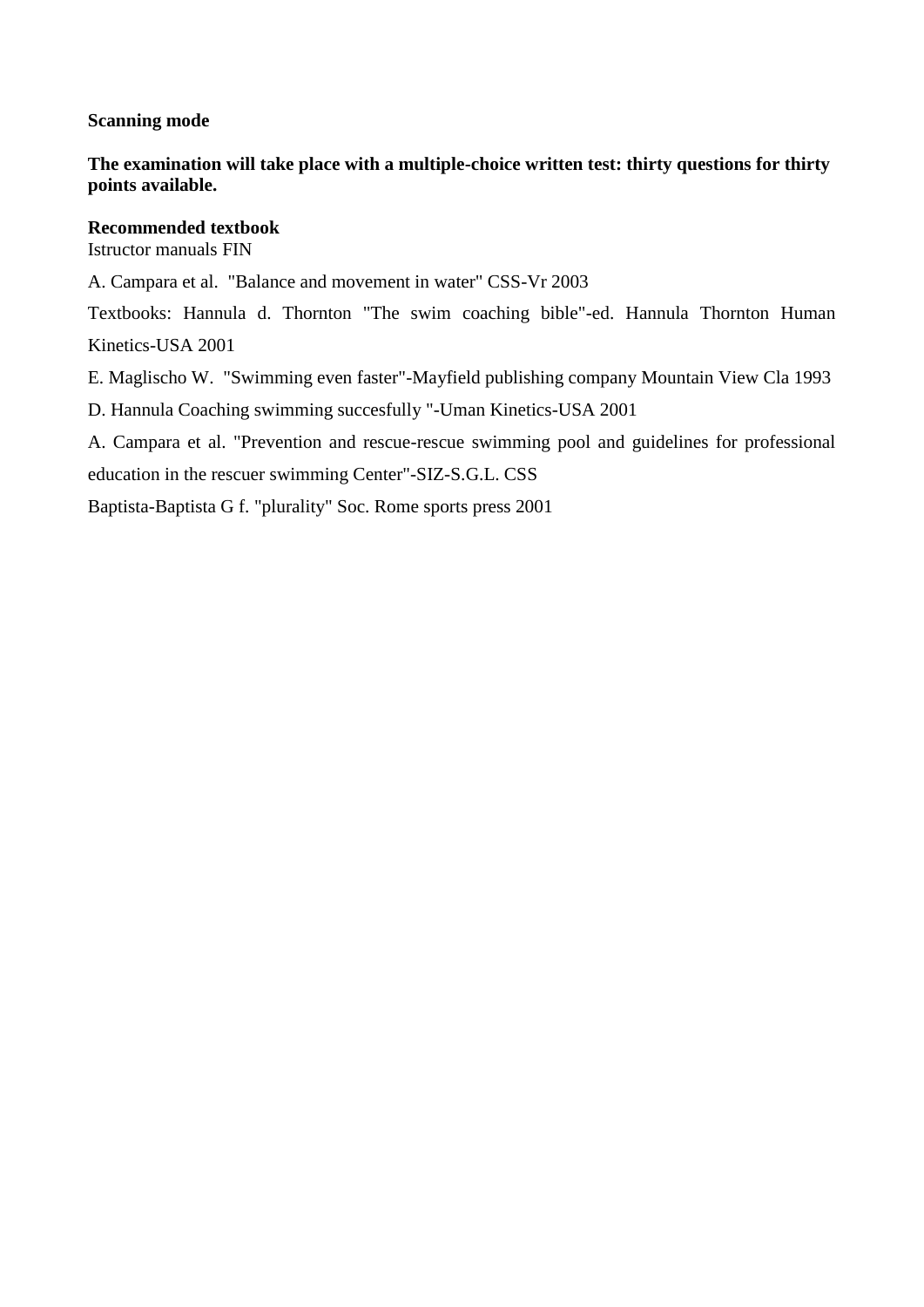**Scanning mode**

**The examination will take place with a multiple-choice written test: thirty questions for thirty points available.**

**Recommended textbook**

Istructor manuals FIN

A. Campara et al. "Balance and movement in water" CSS-Vr 2003

Textbooks: Hannula d. Thornton "The swim coaching bible"-ed. Hannula Thornton Human Kinetics-USA 2001

E. Maglischo W. "Swimming even faster"-Mayfield publishing company Mountain View Cla 1993

D. Hannula Coaching swimming succesfully "-Uman Kinetics-USA 2001

A. Campara et al. "Prevention and rescue-rescue swimming pool and guidelines for professional education in the rescuer swimming Center"-SIZ-S.G.L. CSS

Baptista-Baptista G f. "plurality" Soc. Rome sports press 2001